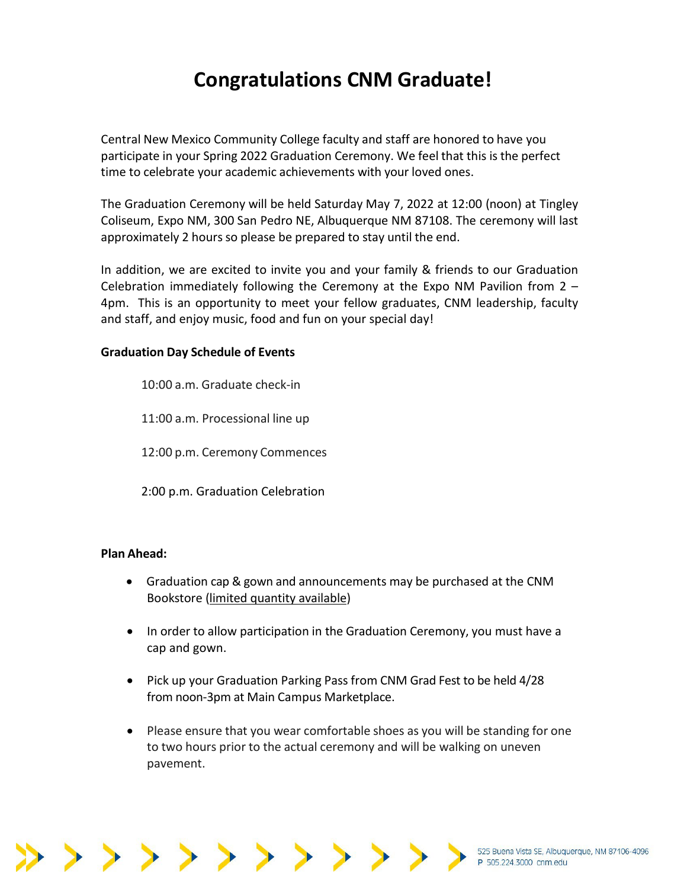# Congratulations CNM Graduate!

Central New Mexico Community College faculty and staff are honored to have you participate in your Spring 2022 Graduation Ceremony. We feel that this is the perfect time to celebrate your academic achievements with your loved ones.

The Graduation Ceremony will be held Saturday May 7, 2022 at 12:00 (noon) at Tingley Coliseum, Expo NM, 300 San Pedro NE, Albuquerque NM 87108. The ceremony will last approximately 2 hours so please be prepared to stay until the end.

In addition, we are excited to invite you and your family & friends to our Graduation Celebration immediately following the Ceremony at the Expo NM Pavilion from 2 – 4pm. This is an opportunity to meet your fellow graduates, CNM leadership, faculty and staff, and enjoy music, food and fun on your special day!

**Graduation Day Schedule of Events**

10:00 a.m. Graduate check-in

11:00 a.m. Processional line up

12:00 p.m. Ceremony Commences

2:00 p.m. Graduation Celebration

**Plan Ahead:**

- Graduation cap & gown and announcements may be purchased at the CNM Bookstore (limited quantity available)
- In order to allow participation in the Graduation Ceremony, you must have a cap and gown.
- Pick up your Graduation Parking Pass from CNM Grad Fest to be held 4/28 from noon-3pm at Main Campus Marketplace.
- Please ensure that you wear comfortable shoes as you will be standing for one to two hours prior to the actual ceremony and will be walking on uneven pavement.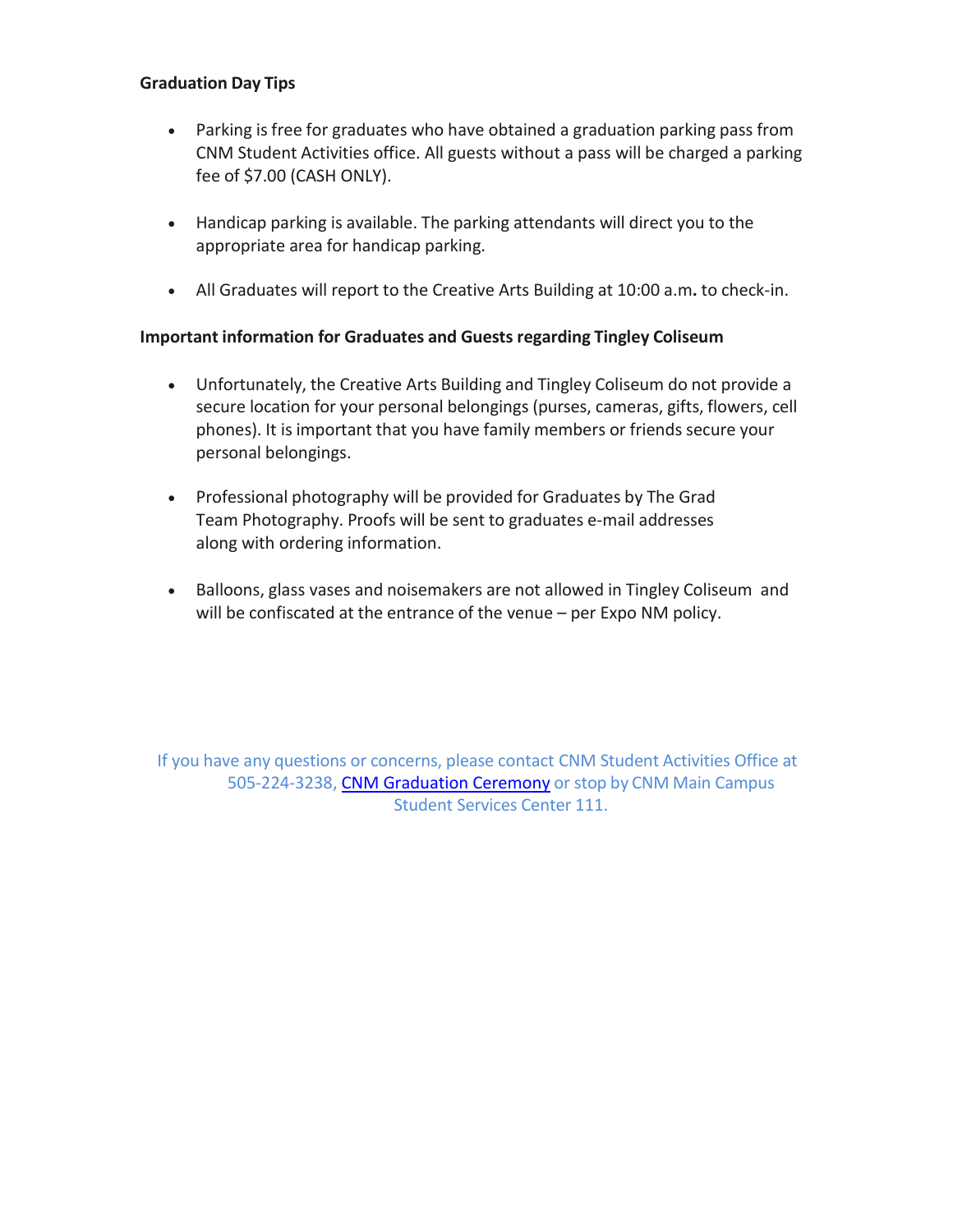**Graduation Day Tips**

- Parking is free for graduates who have obtained a graduation parking pass from CNM Student Activities office. All guests without a pass will be charged a parking fee of $7.00 (CASH ONLY).

- Handicap parking is available. The parking attendants will direct you to the appropriate area for handicap parking.

- All Graduates will report to the Creative Arts Building at 10:00 a.m**.** to check-in.

**Important information for Graduates and Guests regarding Tingley Coliseum**

- Unfortunately, the Creative Arts Building and Tingley Coliseum do not provide a secure location for your personal belongings (purses, cameras, gifts, flowers, cell phones). It is important that you have family members or friends secure your personal belongings.

- Professional photography will be provided for Graduates by The Grad Team Photography. Proofs will be sent to graduates e-mail addresses along with ordering information.

- Balloons, glass vases and noisemakers are not allowed in Tingley Coliseum and will be confiscated at the entrance of the venue – per Expo NM policy.

If you have any questions or concerns, please contact CNM Student Activities Office at 505-224-3238, CNM Graduation Ceremony or stop by CNM Main Campus Student Services Center 111.